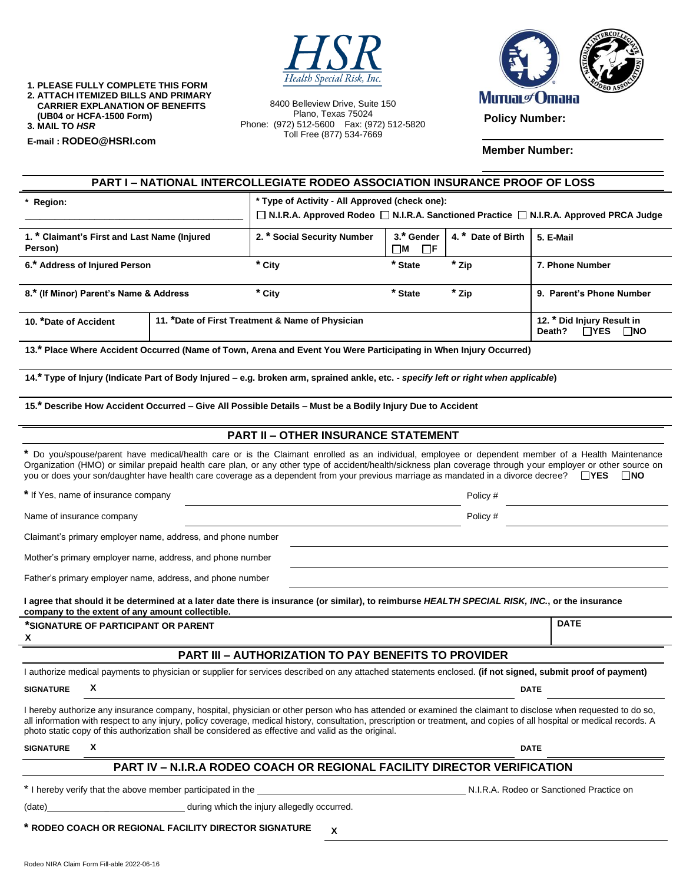1. PLEASE FULLY COMPLETE THIS FORM
2. ATTACH ITEMIZED BILLS AND PRIMARY CARRIER EXPLANATION OF BENEFITS (UB04 or HCFA-1500 Form)
3. MAIL TO *HSR*

E-mail : **RODEO@HSRI.com**

**HSR**
Health Special Risk, Inc.

8400 Belleview Drive, Suite 150
Plano, Texas 75024
Phone: (972) 512-5600 Fax: (972) 512-5820
Toll Free (877) 534-7669

Mutual of Omaha

**Policy Number:**

**Member Number:**

## PART I – NATIONAL INTERCOLLEGIATE RODEO ASSOCIATION INSURANCE PROOF OF LOSS

| * Region: | * Type of Activity - All Approved (check one): ☐ N.I.R.A. Approved Rodeo ☐ N.I.R.A. Sanctioned Practice ☐ N.I.R.A. Approved PRCA Judge | | | |
|---|---|---|---|---|
| 1. * Claimant's First and Last Name (Injured Person) | 2. * Social Security Number | 3.* Gender ☐M ☐F | 4. * Date of Birth | 5. E-Mail |
| 6.* Address of Injured Person | * City | * State | * Zip | 7. Phone Number |
| 8.* (If Minor) Parent's Name & Address | * City | * State | * Zip | 9. Parent's Phone Number |
| 10. *Date of Accident | 11. *Date of First Treatment & Name of Physician | | | 12. * Did Injury Result in Death? ☐YES ☐NO |

13.* Place Where Accident Occurred (Name of Town, Arena and Event You Were Participating in When Injury Occurred)

14.* Type of Injury (Indicate Part of Body Injured – e.g. broken arm, sprained ankle, etc. - *specify left or right when applicable*)

15.* Describe How Accident Occurred – Give All Possible Details – Must be a Bodily Injury Due to Accident

## PART II – OTHER INSURANCE STATEMENT

* Do you/spouse/parent have medical/health care or is the Claimant enrolled as an individual, employee or dependent member of a Health Maintenance Organization (HMO) or similar prepaid health care plan, or any other type of accident/health/sickness plan coverage through your employer or other source on you or does your son/daughter have health care coverage as a dependent from your previous marriage as mandated in a divorce decree? ☐YES ☐NO

* If Yes, name of insurance company ____________________ Policy # ____________

Name of insurance company ____________________ Policy # ____________

Claimant's primary employer name, address, and phone number ____________________

Mother's primary employer name, address, and phone number ____________________

Father's primary employer name, address, and phone number ____________________

**I agree that should it be determined at a later date there is insurance (or similar), to reimburse *HEALTH SPECIAL RISK, INC.*, or the insurance company to the extent of any amount collectible.**

| *SIGNATURE OF PARTICIPANT OR PARENT | DATE |
|---|---|
| X | |

## PART III – AUTHORIZATION TO PAY BENEFITS TO PROVIDER

I authorize medical payments to physician or supplier for services described on any attached statements enclosed. **(if not signed, submit proof of payment)**

**SIGNATURE** X ____________________ **DATE** ____________

I hereby authorize any insurance company, hospital, physician or other person who has attended or examined the claimant to disclose when requested to do so, all information with respect to any injury, policy coverage, medical history, consultation, prescription or treatment, and copies of all hospital or medical records. A photo static copy of this authorization shall be considered as effective and valid as the original.

**SIGNATURE** X ____________________ **DATE** ____________

## PART IV – N.I.R.A RODEO COACH OR REGIONAL FACILITY DIRECTOR VERIFICATION

* I hereby verify that the above member participated in the ____________________ N.I.R.A. Rodeo or Sanctioned Practice on (date)____________ during which the injury allegedly occurred.

**\* RODEO COACH OR REGIONAL FACILITY DIRECTOR SIGNATURE** X ____________________

Rodeo NIRA Claim Form Fill-able 2022-06-16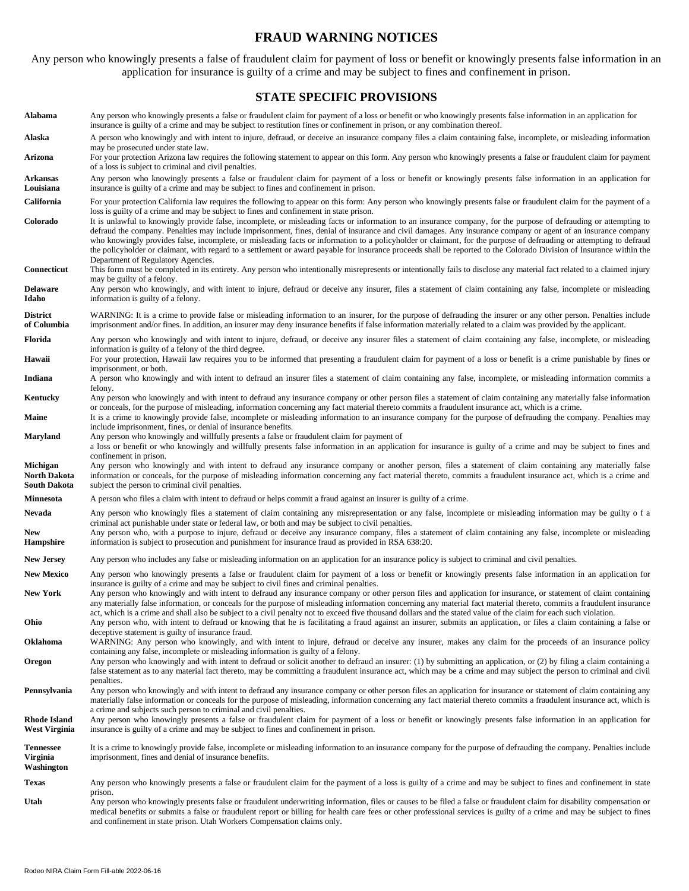# FRAUD WARNING NOTICES

Any person who knowingly presents a false of fraudulent claim for payment of loss or benefit or knowingly presents false information in an application for insurance is guilty of a crime and may be subject to fines and confinement in prison.

## STATE SPECIFIC PROVISIONS

| State | Provision |
|---|---|
| **Alabama** | Any person who knowingly presents a false or fraudulent claim for payment of a loss or benefit or who knowingly presents false information in an application for insurance is guilty of a crime and may be subject to restitution fines or confinement in prison, or any combination thereof. |
| **Alaska** | A person who knowingly and with intent to injure, defraud, or deceive an insurance company files a claim containing false, incomplete, or misleading information may be prosecuted under state law. |
| **Arizona** | For your protection Arizona law requires the following statement to appear on this form. Any person who knowingly presents a false or fraudulent claim for payment of a loss is subject to criminal and civil penalties. |
| **Arkansas Louisiana** | Any person who knowingly presents a false or fraudulent claim for payment of a loss or benefit or knowingly presents false information in an application for insurance is guilty of a crime and may be subject to fines and confinement in prison. |
| **California** | For your protection California law requires the following to appear on this form: Any person who knowingly presents false or fraudulent claim for the payment of a loss is guilty of a crime and may be subject to fines and confinement in state prison. |
| **Colorado** | It is unlawful to knowingly provide false, incomplete, or misleading facts or information to an insurance company, for the purpose of defrauding or attempting to defraud the company. Penalties may include imprisonment, fines, denial of insurance and civil damages. Any insurance company or agent of an insurance company who knowingly provides false, incomplete, or misleading facts or information to a policyholder or claimant, for the purpose of defrauding or attempting to defraud the policyholder or claimant, with regard to a settlement or award payable for insurance proceeds shall be reported to the Colorado Division of Insurance within the Department of Regulatory Agencies. |
| **Connecticut** | This form must be completed in its entirety. Any person who intentionally misrepresents or intentionally fails to disclose any material fact related to a claimed injury may be guilty of a felony. |
| **Delaware Idaho** | Any person who knowingly, and with intent to injure, defraud or deceive any insurer, files a statement of claim containing any false, incomplete or misleading information is guilty of a felony. |
| **District of Columbia** | WARNING: It is a crime to provide false or misleading information to an insurer, for the purpose of defrauding the insurer or any other person. Penalties include imprisonment and/or fines. In addition, an insurer may deny insurance benefits if false information materially related to a claim was provided by the applicant. |
| **Florida** | Any person who knowingly and with intent to injure, defraud, or deceive any insurer files a statement of claim containing any false, incomplete, or misleading information is guilty of a felony of the third degree. |
| **Hawaii** | For your protection, Hawaii law requires you to be informed that presenting a fraudulent claim for payment of a loss or benefit is a crime punishable by fines or imprisonment, or both. |
| **Indiana** | A person who knowingly and with intent to defraud an insurer files a statement of claim containing any false, incomplete, or misleading information commits a felony. |
| **Kentucky** | Any person who knowingly and with intent to defraud any insurance company or other person files a statement of claim containing any materially false information or conceals, for the purpose of misleading, information concerning any fact material thereto commits a fraudulent insurance act, which is a crime. |
| **Maine** | It is a crime to knowingly provide false, incomplete or misleading information to an insurance company for the purpose of defrauding the company. Penalties may include imprisonment, fines, or denial of insurance benefits. |
| **Maryland** | Any person who knowingly and willfully presents a false or fraudulent claim for payment of a loss or benefit or who knowingly and willfully presents false information in an application for insurance is guilty of a crime and may be subject to fines and confinement in prison. |
| **Michigan North Dakota South Dakota** | Any person who knowingly and with intent to defraud any insurance company or another person, files a statement of claim containing any materially false information or conceals, for the purpose of misleading information concerning any fact material thereto, commits a fraudulent insurance act, which is a crime and subject the person to criminal civil penalties. |
| **Minnesota** | A person who files a claim with intent to defraud or helps commit a fraud against an insurer is guilty of a crime. |
| **Nevada** | Any person who knowingly files a statement of claim containing any misrepresentation or any false, incomplete or misleading information may be guilty o f a criminal act punishable under state or federal law, or both and may be subject to civil penalties. |
| **New Hampshire** | Any person who, with a purpose to injure, defraud or deceive any insurance company, files a statement of claim containing any false, incomplete or misleading information is subject to prosecution and punishment for insurance fraud as provided in RSA 638:20. |
| **New Jersey** | Any person who includes any false or misleading information on an application for an insurance policy is subject to criminal and civil penalties. |
| **New Mexico** | Any person who knowingly presents a false or fraudulent claim for payment of a loss or benefit or knowingly presents false information in an application for insurance is guilty of a crime and may be subject to civil fines and criminal penalties. |
| **New York** | Any person who knowingly and with intent to defraud any insurance company or other person files and application for insurance, or statement of claim containing any materially false information, or conceals for the purpose of misleading information concerning any material fact material thereto, commits a fraudulent insurance act, which is a crime and shall also be subject to a civil penalty not to exceed five thousand dollars and the stated value of the claim for each such violation. |
| **Ohio** | Any person who, with intent to defraud or knowing that he is facilitating a fraud against an insurer, submits an application, or files a claim containing a false or deceptive statement is guilty of insurance fraud. |
| **Oklahoma** | WARNING: Any person who knowingly, and with intent to injure, defraud or deceive any insurer, makes any claim for the proceeds of an insurance policy containing any false, incomplete or misleading information is guilty of a felony. |
| **Oregon** | Any person who knowingly and with intent to defraud or solicit another to defraud an insurer: (1) by submitting an application, or (2) by filing a claim containing a false statement as to any material fact thereto, may be committing a fraudulent insurance act, which may be a crime and may subject the person to criminal and civil penalties. |
| **Pennsylvania** | Any person who knowingly and with intent to defraud any insurance company or other person files an application for insurance or statement of claim containing any materially false information or conceals for the purpose of misleading, information concerning any fact material thereto commits a fraudulent insurance act, which is a crime and subjects such person to criminal and civil penalties. |
| **Rhode Island West Virginia** | Any person who knowingly presents a false or fraudulent claim for payment of a loss or benefit or knowingly presents false information in an application for insurance is guilty of a crime and may be subject to fines and confinement in prison. |
| **Tennessee Virginia Washington** | It is a crime to knowingly provide false, incomplete or misleading information to an insurance company for the purpose of defrauding the company. Penalties include imprisonment, fines and denial of insurance benefits. |
| **Texas** | Any person who knowingly presents a false or fraudulent claim for the payment of a loss is guilty of a crime and may be subject to fines and confinement in state prison. |
| **Utah** | Any person who knowingly presents false or fraudulent underwriting information, files or causes to be filed a false or fraudulent claim for disability compensation or medical benefits or submits a false or fraudulent report or billing for health care fees or other professional services is guilty of a crime and may be subject to fines and confinement in state prison. Utah Workers Compensation claims only. |

Rodeo NIRA Claim Form Fill-able 2022-06-16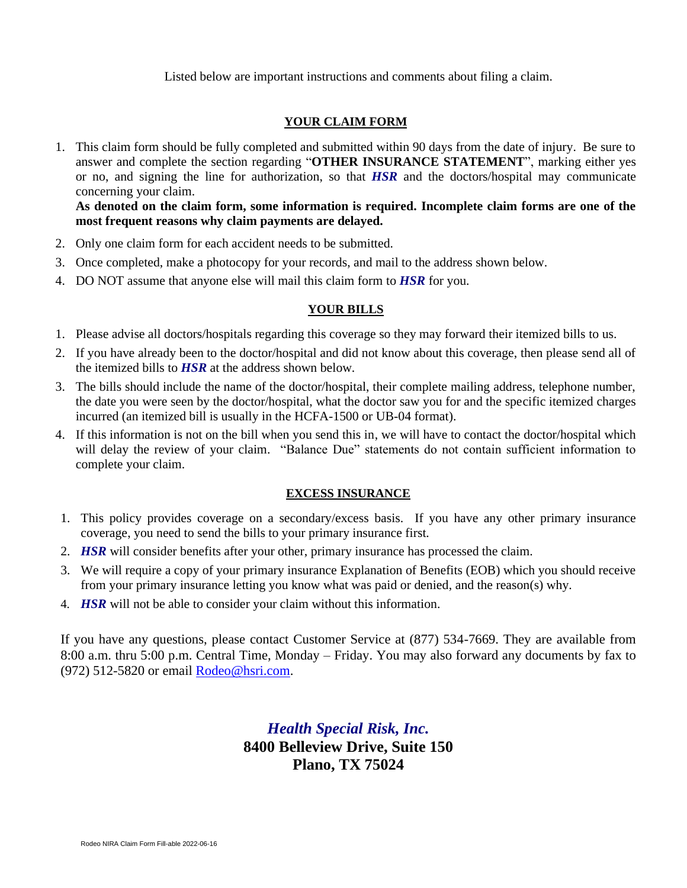Listed below are important instructions and comments about filing a claim.

## YOUR CLAIM FORM

1. This claim form should be fully completed and submitted within 90 days from the date of injury. Be sure to answer and complete the section regarding "**OTHER INSURANCE STATEMENT**", marking either yes or no, and signing the line for authorization, so that ***HSR*** and the doctors/hospital may communicate concerning your claim.
   **As denoted on the claim form, some information is required. Incomplete claim forms are one of the most frequent reasons why claim payments are delayed.**
2. Only one claim form for each accident needs to be submitted.
3. Once completed, make a photocopy for your records, and mail to the address shown below.
4. DO NOT assume that anyone else will mail this claim form to ***HSR*** for you.

## YOUR BILLS

1. Please advise all doctors/hospitals regarding this coverage so they may forward their itemized bills to us.
2. If you have already been to the doctor/hospital and did not know about this coverage, then please send all of the itemized bills to ***HSR*** at the address shown below.
3. The bills should include the name of the doctor/hospital, their complete mailing address, telephone number, the date you were seen by the doctor/hospital, what the doctor saw you for and the specific itemized charges incurred (an itemized bill is usually in the HCFA-1500 or UB-04 format).
4. If this information is not on the bill when you send this in, we will have to contact the doctor/hospital which will delay the review of your claim. "Balance Due" statements do not contain sufficient information to complete your claim.

## EXCESS INSURANCE

1. This policy provides coverage on a secondary/excess basis. If you have any other primary insurance coverage, you need to send the bills to your primary insurance first.
2. ***HSR*** will consider benefits after your other, primary insurance has processed the claim.
3. We will require a copy of your primary insurance Explanation of Benefits (EOB) which you should receive from your primary insurance letting you know what was paid or denied, and the reason(s) why.
4. ***HSR*** will not be able to consider your claim without this information.

If you have any questions, please contact Customer Service at (877) 534-7669. They are available from 8:00 a.m. thru 5:00 p.m. Central Time, Monday – Friday. You may also forward any documents by fax to (972) 512-5820 or email Rodeo@hsri.com.

***Health Special Risk, Inc.***
**8400 Belleview Drive, Suite 150**
**Plano, TX 75024**

Rodeo NIRA Claim Form Fill-able 2022-06-16